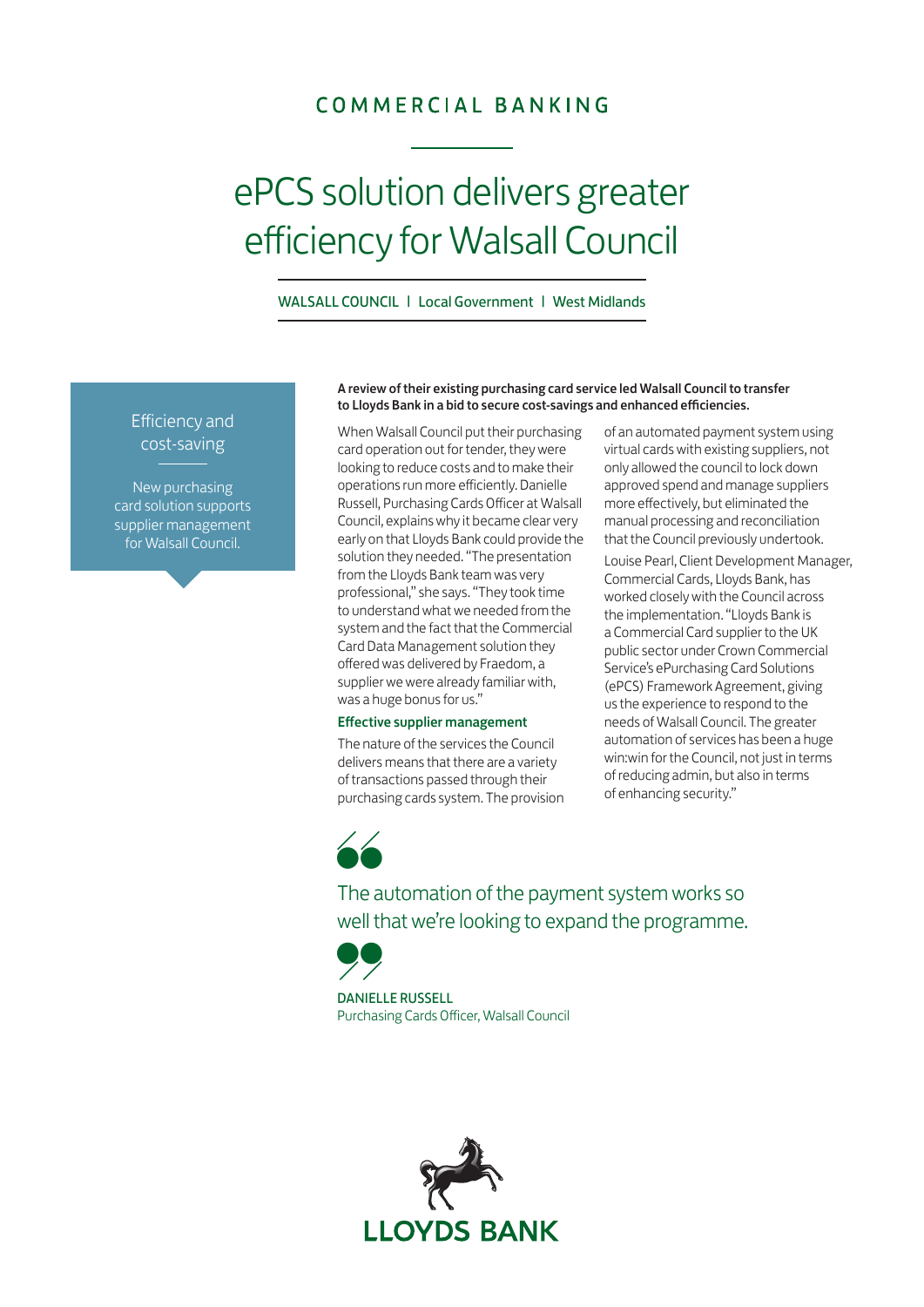COMMERCIAL BANKING

# ePCS solution delivers greater efficiency for Walsall Council

WALSALL COUNCIL | Local Government | West Midlands

**Efficiency and cost-saving**

New purchasing card solution supports supplier management for Walsall Council.

**A review of their existing purchasing card service led Walsall Council to transfer to Lloyds Bank in a bid to secure cost-savings and enhanced efficiencies.**

When Walsall Council put their purchasing card operation out for tender, they were looking to reduce costs and to make their operations run more efficiently. Danielle Russell, Purchasing Cards Officer at Walsall Council, explains why it became clear very early on that Lloyds Bank could provide the solution they needed. "The presentation from the Lloyds Bank team was very professional," she says. "They took time to understand what we needed from the system and the fact that the Commercial Card Data Management solution they offered was delivered by Fraedom, a supplier we were already familiar with, was a huge bonus for us."

### Effective supplier management

The nature of the services the Council delivers means that there are a variety of transactions passed through their purchasing cards system. The provision of an automated payment system using virtual cards with existing suppliers, not only allowed the council to lock down approved spend and manage suppliers more effectively, but eliminated the manual processing and reconciliation that the Council previously undertook.

Louise Pearl, Client Development Manager, Commercial Cards, Lloyds Bank, has worked closely with the Council across the implementation. "Lloyds Bank is a Commercial Card supplier to the UK public sector under Crown Commercial Service's ePurchasing Card Solutions (ePCS) Framework Agreement, giving us the experience to respond to the needs of Walsall Council. The greater automation of services has been a huge win:win for the Council, not just in terms of reducing admin, but also in terms of enhancing security."

> The automation of the payment system works so well that we're looking to expand the programme.
>
> DANIELLE RUSSELL
> Purchasing Cards Officer, Walsall Council

LLOYDS BANK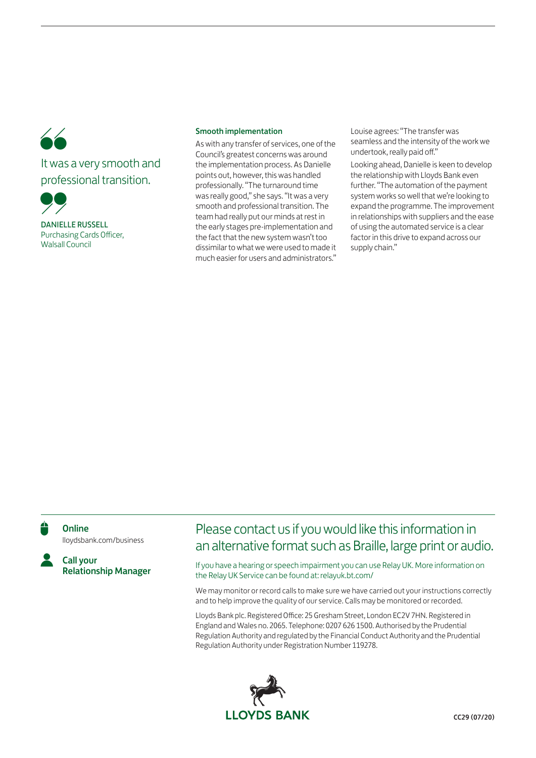> It was a very smooth and professional transition.

**DANIELLE RUSSELL**
Purchasing Cards Officer,
Walsall Council

### Smooth implementation

As with any transfer of services, one of the Council's greatest concerns was around the implementation process. As Danielle points out, however, this was handled professionally. "The turnaround time was really good," she says. "It was a very smooth and professional transition. The team had really put our minds at rest in the early stages pre-implementation and the fact that the new system wasn't too dissimilar to what we were used to made it much easier for users and administrators."

Louise agrees: "The transfer was seamless and the intensity of the work we undertook, really paid off."

Looking ahead, Danielle is keen to develop the relationship with Lloyds Bank even further. "The automation of the payment system works so well that we're looking to expand the programme. The improvement in relationships with suppliers and the ease of using the automated service is a clear factor in this drive to expand across our supply chain."

**Online**
lloydsbank.com/business

**Call your Relationship Manager**

## Please contact us if you would like this information in an alternative format such as Braille, large print or audio.

If you have a hearing or speech impairment you can use Relay UK. More information on the Relay UK Service can be found at: relayuk.bt.com/

We may monitor or record calls to make sure we have carried out your instructions correctly and to help improve the quality of our service. Calls may be monitored or recorded.

Lloyds Bank plc. Registered Office: 25 Gresham Street, London EC2V 7HN. Registered in England and Wales no. 2065. Telephone: 0207 626 1500. Authorised by the Prudential Regulation Authority and regulated by the Financial Conduct Authority and the Prudential Regulation Authority under Registration Number 119278.

LLOYDS BANK

CC29 (07/20)